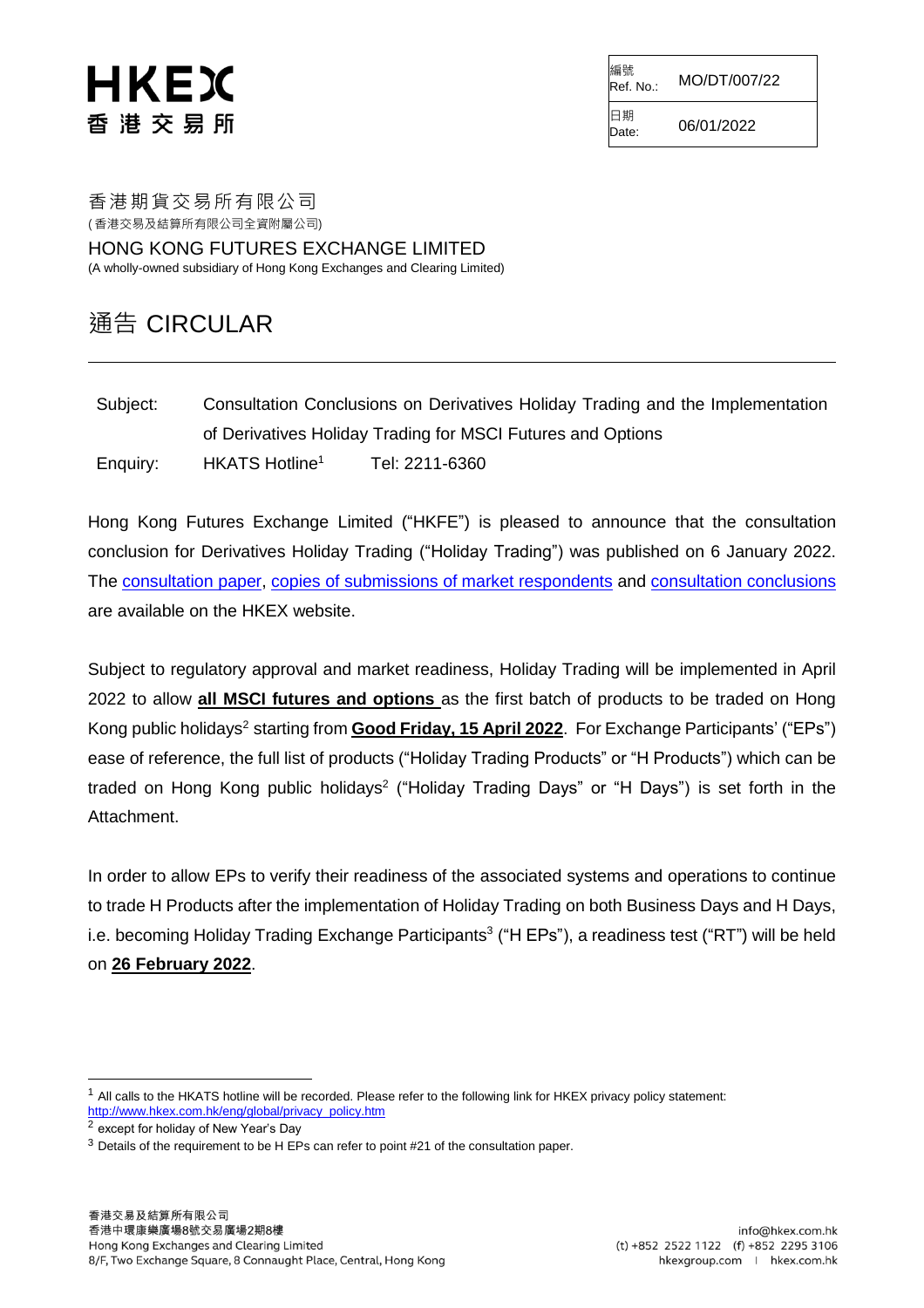# HKEX
# 香港交易所

| 編號 Ref. No.: | MO/DT/007/22 |
| --- | --- |
| 日期 Date: | 06/01/2022 |

香港期貨交易所有限公司
(香港交易及結算所有限公司全資附屬公司)

HONG KONG FUTURES EXCHANGE LIMITED
(A wholly-owned subsidiary of Hong Kong Exchanges and Clearing Limited)

## 通告 CIRCULAR

Subject: Consultation Conclusions on Derivatives Holiday Trading and the Implementation of Derivatives Holiday Trading for MSCI Futures and Options

Enquiry: HKATS Hotline[1] Tel: 2211-6360

Hong Kong Futures Exchange Limited ("HKFE") is pleased to announce that the consultation conclusion for Derivatives Holiday Trading ("Holiday Trading") was published on 6 January 2022. The consultation paper, copies of submissions of market respondents and consultation conclusions are available on the HKEX website.

Subject to regulatory approval and market readiness, Holiday Trading will be implemented in April 2022 to allow **all MSCI futures and options** as the first batch of products to be traded on Hong Kong public holidays[2] starting from **Good Friday, 15 April 2022**. For Exchange Participants' ("EPs") ease of reference, the full list of products ("Holiday Trading Products" or "H Products") which can be traded on Hong Kong public holidays[2] ("Holiday Trading Days" or "H Days") is set forth in the Attachment.

In order to allow EPs to verify their readiness of the associated systems and operations to continue to trade H Products after the implementation of Holiday Trading on both Business Days and H Days, i.e. becoming Holiday Trading Exchange Participants[3] ("H EPs"), a readiness test ("RT") will be held on **26 February 2022**.

[1] All calls to the HKATS hotline will be recorded. Please refer to the following link for HKEX privacy policy statement: http://www.hkex.com.hk/eng/global/privacy_policy.htm

[2] except for holiday of New Year's Day

[3] Details of the requirement to be H EPs can refer to point #21 of the consultation paper.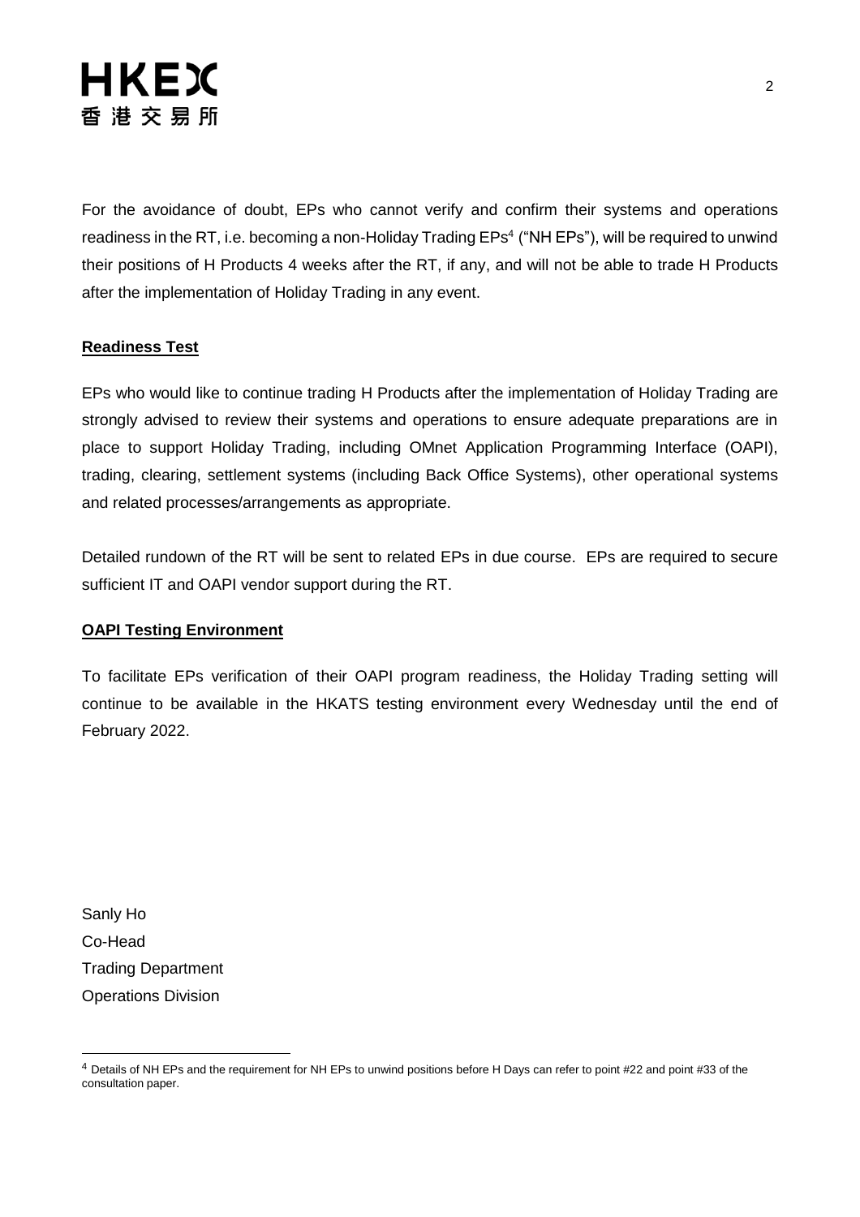For the avoidance of doubt, EPs who cannot verify and confirm their systems and operations readiness in the RT, i.e. becoming a non-Holiday Trading EPs[4] ("NH EPs"), will be required to unwind their positions of H Products 4 weeks after the RT, if any, and will not be able to trade H Products after the implementation of Holiday Trading in any event.

**Readiness Test**

EPs who would like to continue trading H Products after the implementation of Holiday Trading are strongly advised to review their systems and operations to ensure adequate preparations are in place to support Holiday Trading, including OMnet Application Programming Interface (OAPI), trading, clearing, settlement systems (including Back Office Systems), other operational systems and related processes/arrangements as appropriate.

Detailed rundown of the RT will be sent to related EPs in due course. EPs are required to secure sufficient IT and OAPI vendor support during the RT.

**OAPI Testing Environment**

To facilitate EPs verification of their OAPI program readiness, the Holiday Trading setting will continue to be available in the HKATS testing environment every Wednesday until the end of February 2022.

Sanly Ho
Co-Head
Trading Department
Operations Division

[4] Details of NH EPs and the requirement for NH EPs to unwind positions before H Days can refer to point #22 and point #33 of the consultation paper.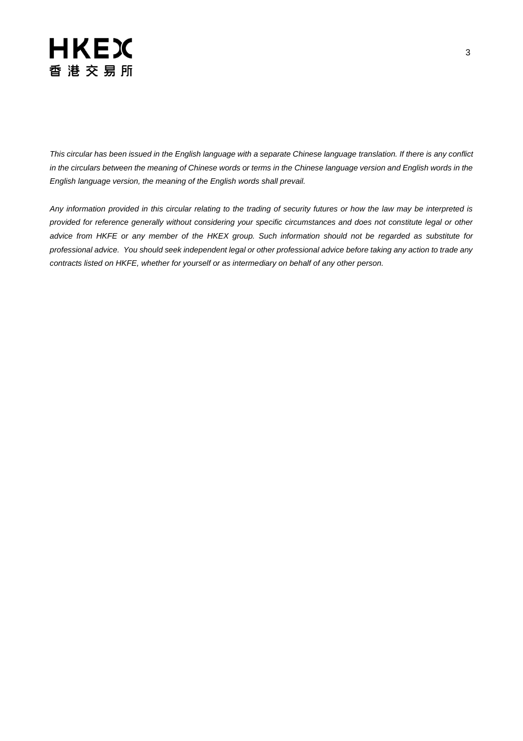*This circular has been issued in the English language with a separate Chinese language translation. If there is any conflict in the circulars between the meaning of Chinese words or terms in the Chinese language version and English words in the English language version, the meaning of the English words shall prevail.*

*Any information provided in this circular relating to the trading of security futures or how the law may be interpreted is provided for reference generally without considering your specific circumstances and does not constitute legal or other advice from HKFE or any member of the HKEX group. Such information should not be regarded as substitute for professional advice. You should seek independent legal or other professional advice before taking any action to trade any contracts listed on HKFE, whether for yourself or as intermediary on behalf of any other person.*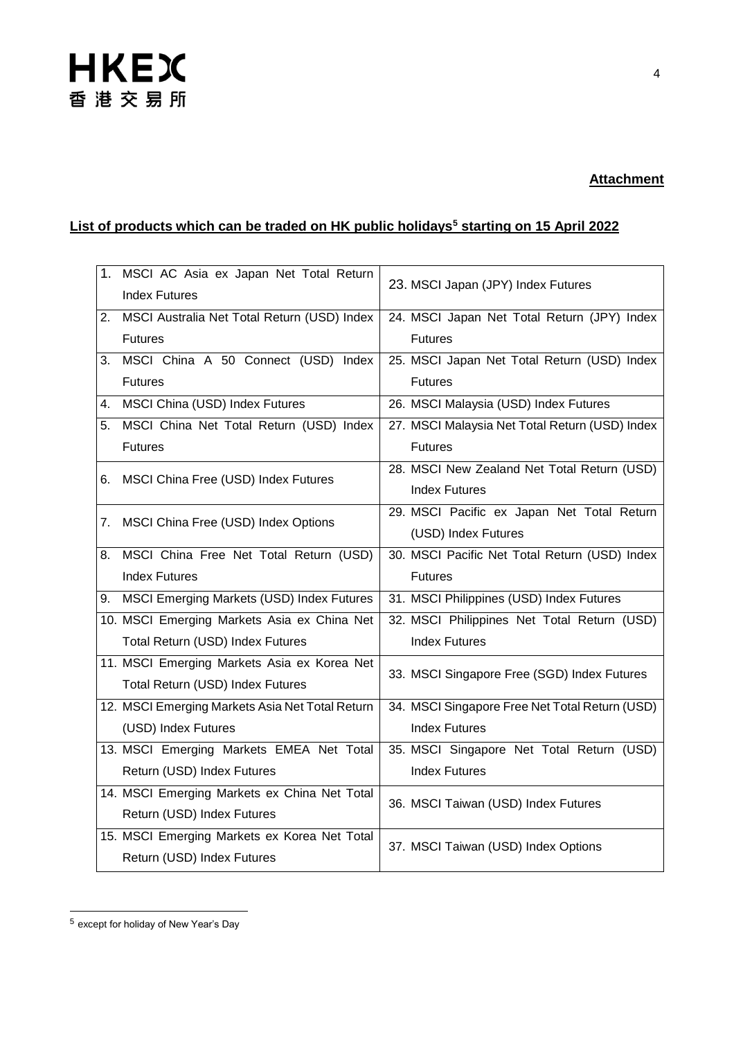**Attachment**

**List of products which can be traded on HK public holidays[5] starting on 15 April 2022**

| | |
|---|---|
| 1. MSCI AC Asia ex Japan Net Total Return Index Futures | 23. MSCI Japan (JPY) Index Futures |
| 2. MSCI Australia Net Total Return (USD) Index Futures | 24. MSCI Japan Net Total Return (JPY) Index Futures |
| 3. MSCI China A 50 Connect (USD) Index Futures | 25. MSCI Japan Net Total Return (USD) Index Futures |
| 4. MSCI China (USD) Index Futures | 26. MSCI Malaysia (USD) Index Futures |
| 5. MSCI China Net Total Return (USD) Index Futures | 27. MSCI Malaysia Net Total Return (USD) Index Futures |
| 6. MSCI China Free (USD) Index Futures | 28. MSCI New Zealand Net Total Return (USD) Index Futures |
| 7. MSCI China Free (USD) Index Options | 29. MSCI Pacific ex Japan Net Total Return (USD) Index Futures |
| 8. MSCI China Free Net Total Return (USD) Index Futures | 30. MSCI Pacific Net Total Return (USD) Index Futures |
| 9. MSCI Emerging Markets (USD) Index Futures | 31. MSCI Philippines (USD) Index Futures |
| 10. MSCI Emerging Markets Asia ex China Net Total Return (USD) Index Futures | 32. MSCI Philippines Net Total Return (USD) Index Futures |
| 11. MSCI Emerging Markets Asia ex Korea Net Total Return (USD) Index Futures | 33. MSCI Singapore Free (SGD) Index Futures |
| 12. MSCI Emerging Markets Asia Net Total Return (USD) Index Futures | 34. MSCI Singapore Free Net Total Return (USD) Index Futures |
| 13. MSCI Emerging Markets EMEA Net Total Return (USD) Index Futures | 35. MSCI Singapore Net Total Return (USD) Index Futures |
| 14. MSCI Emerging Markets ex China Net Total Return (USD) Index Futures | 36. MSCI Taiwan (USD) Index Futures |
| 15. MSCI Emerging Markets ex Korea Net Total Return (USD) Index Futures | 37. MSCI Taiwan (USD) Index Options |

[5] except for holiday of New Year's Day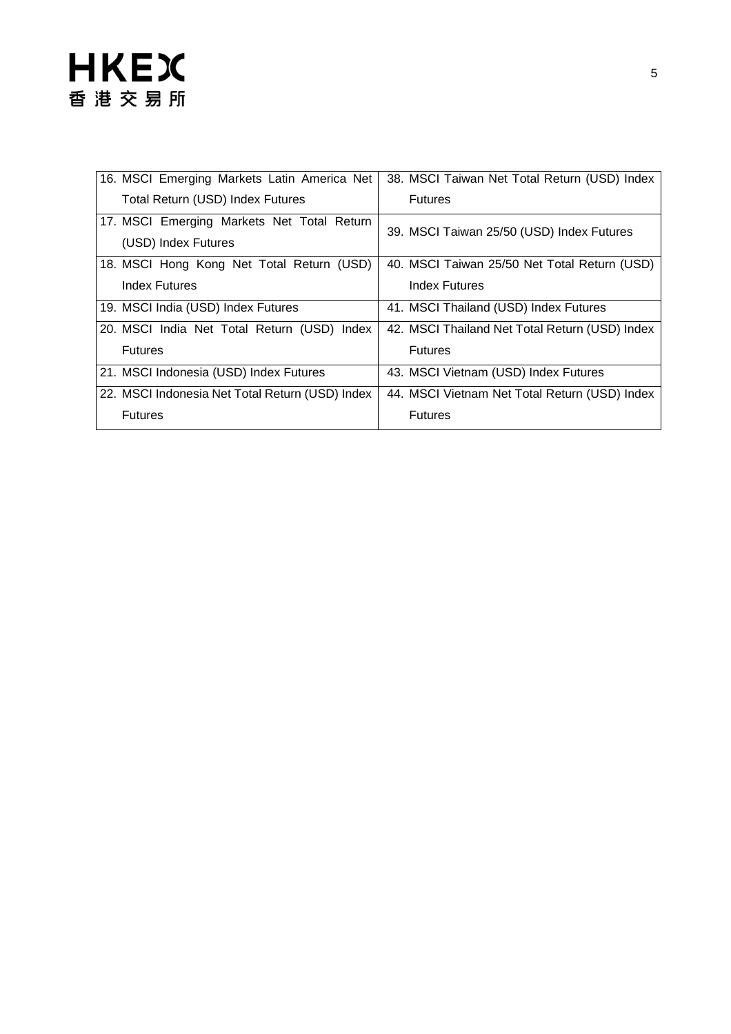| | |
|---|---|
| 16. MSCI Emerging Markets Latin America Net Total Return (USD) Index Futures | 38. MSCI Taiwan Net Total Return (USD) Index Futures |
| 17. MSCI Emerging Markets Net Total Return (USD) Index Futures | 39. MSCI Taiwan 25/50 (USD) Index Futures |
| 18. MSCI Hong Kong Net Total Return (USD) Index Futures | 40. MSCI Taiwan 25/50 Net Total Return (USD) Index Futures |
| 19. MSCI India (USD) Index Futures | 41. MSCI Thailand (USD) Index Futures |
| 20. MSCI India Net Total Return (USD) Index Futures | 42. MSCI Thailand Net Total Return (USD) Index Futures |
| 21. MSCI Indonesia (USD) Index Futures | 43. MSCI Vietnam (USD) Index Futures |
| 22. MSCI Indonesia Net Total Return (USD) Index Futures | 44. MSCI Vietnam Net Total Return (USD) Index Futures |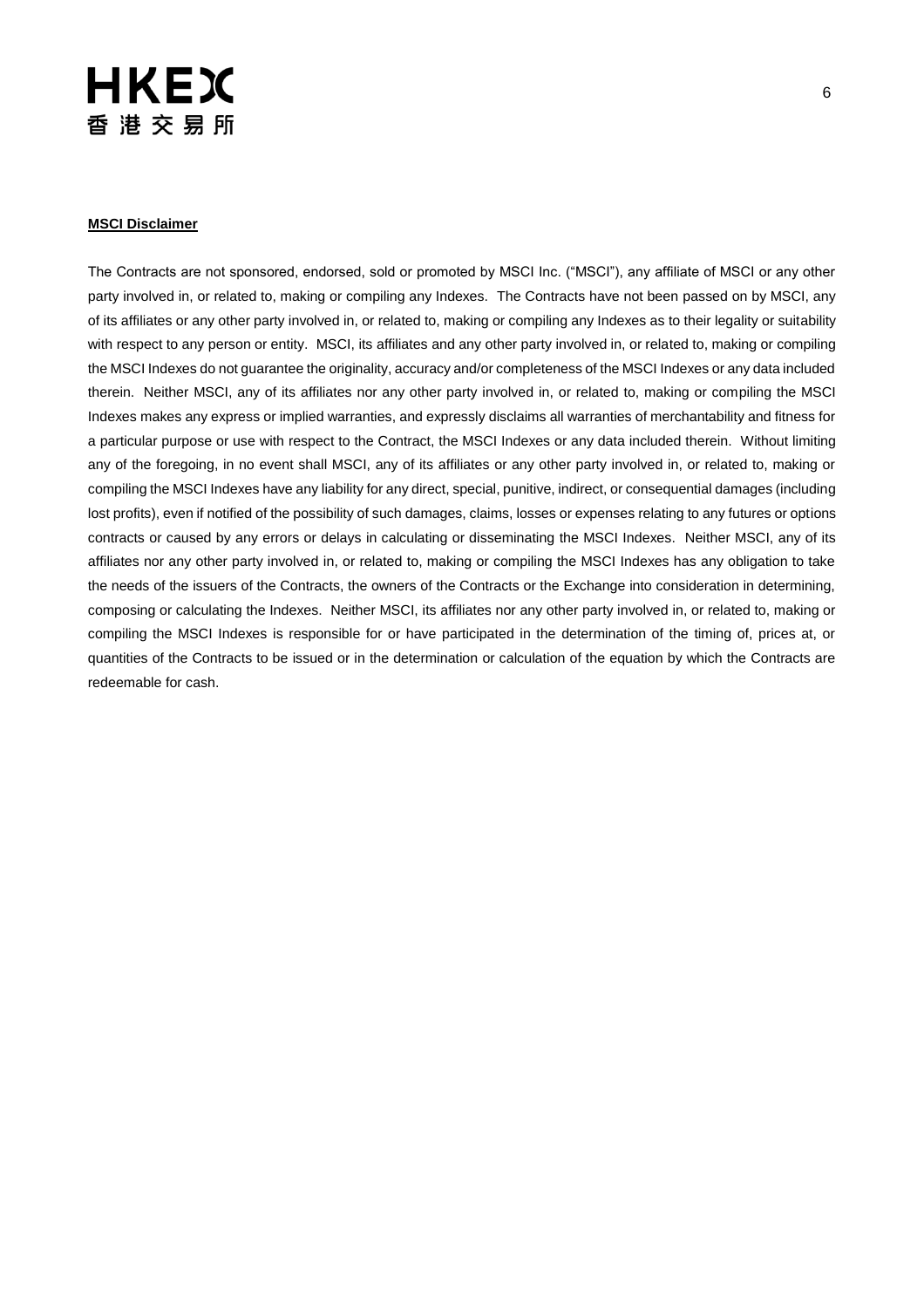**MSCI Disclaimer**

The Contracts are not sponsored, endorsed, sold or promoted by MSCI Inc. ("MSCI"), any affiliate of MSCI or any other party involved in, or related to, making or compiling any Indexes. The Contracts have not been passed on by MSCI, any of its affiliates or any other party involved in, or related to, making or compiling any Indexes as to their legality or suitability with respect to any person or entity. MSCI, its affiliates and any other party involved in, or related to, making or compiling the MSCI Indexes do not guarantee the originality, accuracy and/or completeness of the MSCI Indexes or any data included therein. Neither MSCI, any of its affiliates nor any other party involved in, or related to, making or compiling the MSCI Indexes makes any express or implied warranties, and expressly disclaims all warranties of merchantability and fitness for a particular purpose or use with respect to the Contract, the MSCI Indexes or any data included therein. Without limiting any of the foregoing, in no event shall MSCI, any of its affiliates or any other party involved in, or related to, making or compiling the MSCI Indexes have any liability for any direct, special, punitive, indirect, or consequential damages (including lost profits), even if notified of the possibility of such damages, claims, losses or expenses relating to any futures or options contracts or caused by any errors or delays in calculating or disseminating the MSCI Indexes. Neither MSCI, any of its affiliates nor any other party involved in, or related to, making or compiling the MSCI Indexes has any obligation to take the needs of the issuers of the Contracts, the owners of the Contracts or the Exchange into consideration in determining, composing or calculating the Indexes. Neither MSCI, its affiliates nor any other party involved in, or related to, making or compiling the MSCI Indexes is responsible for or have participated in the determination of the timing of, prices at, or quantities of the Contracts to be issued or in the determination or calculation of the equation by which the Contracts are redeemable for cash.